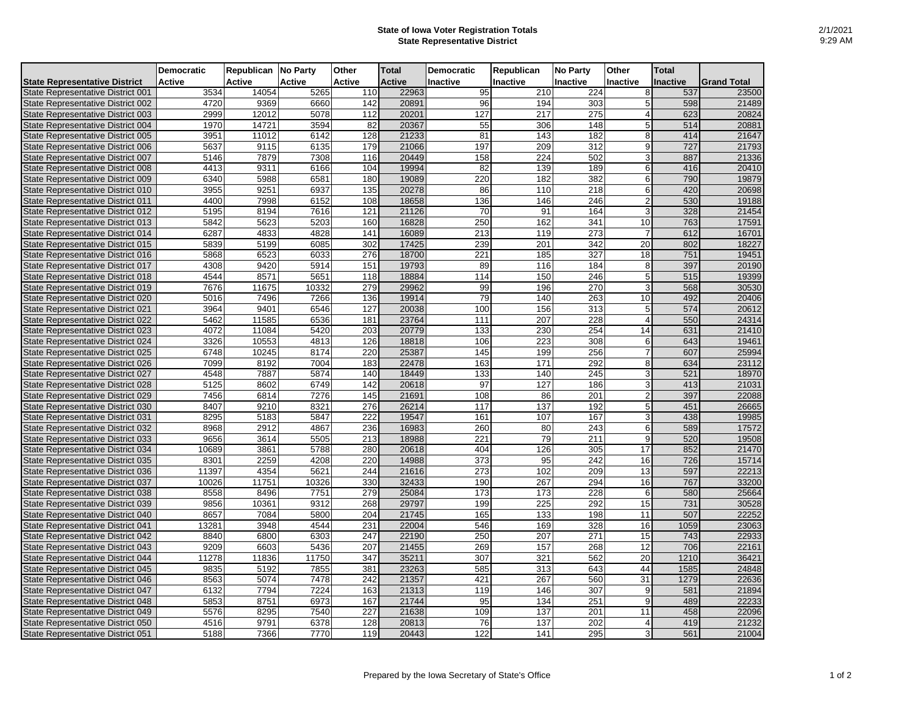# State of Iowa Voter Registration Totals
## State Representative District

2/1/2021
9:29 AM

| State Representative District | Democratic Active | Republican Active | No Party Active | Other Active | Total Active | Democratic Inactive | Republican Inactive | No Party Inactive | Other Inactive | Total Inactive | Grand Total |
|---|---|---|---|---|---|---|---|---|---|---|---|
| State Representative District 001 | 3534 | 14054 | 5265 | 110 | 22963 | 95 | 210 | 224 | 8 | 537 | 23500 |
| State Representative District 002 | 4720 | 9369 | 6660 | 142 | 20891 | 96 | 194 | 303 | 5 | 598 | 21489 |
| State Representative District 003 | 2999 | 12012 | 5078 | 112 | 20201 | 127 | 217 | 275 | 4 | 623 | 20824 |
| State Representative District 004 | 1970 | 14721 | 3594 | 82 | 20367 | 55 | 306 | 148 | 5 | 514 | 20881 |
| State Representative District 005 | 3951 | 11012 | 6142 | 128 | 21233 | 81 | 143 | 182 | 8 | 414 | 21647 |
| State Representative District 006 | 5637 | 9115 | 6135 | 179 | 21066 | 197 | 209 | 312 | 9 | 727 | 21793 |
| State Representative District 007 | 5146 | 7879 | 7308 | 116 | 20449 | 158 | 224 | 502 | 3 | 887 | 21336 |
| State Representative District 008 | 4413 | 9311 | 6166 | 104 | 19994 | 82 | 139 | 189 | 6 | 416 | 20410 |
| State Representative District 009 | 6340 | 5988 | 6581 | 180 | 19089 | 220 | 182 | 382 | 6 | 790 | 19879 |
| State Representative District 010 | 3955 | 9251 | 6937 | 135 | 20278 | 86 | 110 | 218 | 6 | 420 | 20698 |
| State Representative District 011 | 4400 | 7998 | 6152 | 108 | 18658 | 136 | 146 | 246 | 2 | 530 | 19188 |
| State Representative District 012 | 5195 | 8194 | 7616 | 121 | 21126 | 70 | 91 | 164 | 3 | 328 | 21454 |
| State Representative District 013 | 5842 | 5623 | 5203 | 160 | 16828 | 250 | 162 | 341 | 10 | 763 | 17591 |
| State Representative District 014 | 6287 | 4833 | 4828 | 141 | 16089 | 213 | 119 | 273 | 7 | 612 | 16701 |
| State Representative District 015 | 5839 | 5199 | 6085 | 302 | 17425 | 239 | 201 | 342 | 20 | 802 | 18227 |
| State Representative District 016 | 5868 | 6523 | 6033 | 276 | 18700 | 221 | 185 | 327 | 18 | 751 | 19451 |
| State Representative District 017 | 4308 | 9420 | 5914 | 151 | 19793 | 89 | 116 | 184 | 8 | 397 | 20190 |
| State Representative District 018 | 4544 | 8571 | 5651 | 118 | 18884 | 114 | 150 | 246 | 5 | 515 | 19399 |
| State Representative District 019 | 7676 | 11675 | 10332 | 279 | 29962 | 99 | 196 | 270 | 3 | 568 | 30530 |
| State Representative District 020 | 5016 | 7496 | 7266 | 136 | 19914 | 79 | 140 | 263 | 10 | 492 | 20406 |
| State Representative District 021 | 3964 | 9401 | 6546 | 127 | 20038 | 100 | 156 | 313 | 5 | 574 | 20612 |
| State Representative District 022 | 5462 | 11585 | 6536 | 181 | 23764 | 111 | 207 | 228 | 4 | 550 | 24314 |
| State Representative District 023 | 4072 | 11084 | 5420 | 203 | 20779 | 133 | 230 | 254 | 14 | 631 | 21410 |
| State Representative District 024 | 3326 | 10553 | 4813 | 126 | 18818 | 106 | 223 | 308 | 6 | 643 | 19461 |
| State Representative District 025 | 6748 | 10245 | 8174 | 220 | 25387 | 145 | 199 | 256 | 7 | 607 | 25994 |
| State Representative District 026 | 7099 | 8192 | 7004 | 183 | 22478 | 163 | 171 | 292 | 8 | 634 | 23112 |
| State Representative District 027 | 4548 | 7887 | 5874 | 140 | 18449 | 133 | 140 | 245 | 3 | 521 | 18970 |
| State Representative District 028 | 5125 | 8602 | 6749 | 142 | 20618 | 97 | 127 | 186 | 3 | 413 | 21031 |
| State Representative District 029 | 7456 | 6814 | 7276 | 145 | 21691 | 108 | 86 | 201 | 2 | 397 | 22088 |
| State Representative District 030 | 8407 | 9210 | 8321 | 276 | 26214 | 117 | 137 | 192 | 5 | 451 | 26665 |
| State Representative District 031 | 8295 | 5183 | 5847 | 222 | 19547 | 161 | 107 | 167 | 3 | 438 | 19985 |
| State Representative District 032 | 8968 | 2912 | 4867 | 236 | 16983 | 260 | 80 | 243 | 6 | 589 | 17572 |
| State Representative District 033 | 9656 | 3614 | 5505 | 213 | 18988 | 221 | 79 | 211 | 9 | 520 | 19508 |
| State Representative District 034 | 10689 | 3861 | 5788 | 280 | 20618 | 404 | 126 | 305 | 17 | 852 | 21470 |
| State Representative District 035 | 8301 | 2259 | 4208 | 220 | 14988 | 373 | 95 | 242 | 16 | 726 | 15714 |
| State Representative District 036 | 11397 | 4354 | 5621 | 244 | 21616 | 273 | 102 | 209 | 13 | 597 | 22213 |
| State Representative District 037 | 10026 | 11751 | 10326 | 330 | 32433 | 190 | 267 | 294 | 16 | 767 | 33200 |
| State Representative District 038 | 8558 | 8496 | 7751 | 279 | 25084 | 173 | 173 | 228 | 6 | 580 | 25664 |
| State Representative District 039 | 9856 | 10361 | 9312 | 268 | 29797 | 199 | 225 | 292 | 15 | 731 | 30528 |
| State Representative District 040 | 8657 | 7084 | 5800 | 204 | 21745 | 165 | 133 | 198 | 11 | 507 | 22252 |
| State Representative District 041 | 13281 | 3948 | 4544 | 231 | 22004 | 546 | 169 | 328 | 16 | 1059 | 23063 |
| State Representative District 042 | 8840 | 6800 | 6303 | 247 | 22190 | 250 | 207 | 271 | 15 | 743 | 22933 |
| State Representative District 043 | 9209 | 6603 | 5436 | 207 | 21455 | 269 | 157 | 268 | 12 | 706 | 22161 |
| State Representative District 044 | 11278 | 11836 | 11750 | 347 | 35211 | 307 | 321 | 562 | 20 | 1210 | 36421 |
| State Representative District 045 | 9835 | 5192 | 7855 | 381 | 23263 | 585 | 313 | 643 | 44 | 1585 | 24848 |
| State Representative District 046 | 8563 | 5074 | 7478 | 242 | 21357 | 421 | 267 | 560 | 31 | 1279 | 22636 |
| State Representative District 047 | 6132 | 7794 | 7224 | 163 | 21313 | 119 | 146 | 307 | 9 | 581 | 21894 |
| State Representative District 048 | 5853 | 8751 | 6973 | 167 | 21744 | 95 | 134 | 251 | 9 | 489 | 22233 |
| State Representative District 049 | 5576 | 8295 | 7540 | 227 | 21638 | 109 | 137 | 201 | 11 | 458 | 22096 |
| State Representative District 050 | 4516 | 9791 | 6378 | 128 | 20813 | 76 | 137 | 202 | 4 | 419 | 21232 |
| State Representative District 051 | 5188 | 7366 | 7770 | 119 | 20443 | 122 | 141 | 295 | 3 | 561 | 21004 |

Prepared by the Iowa Secretary of State's Office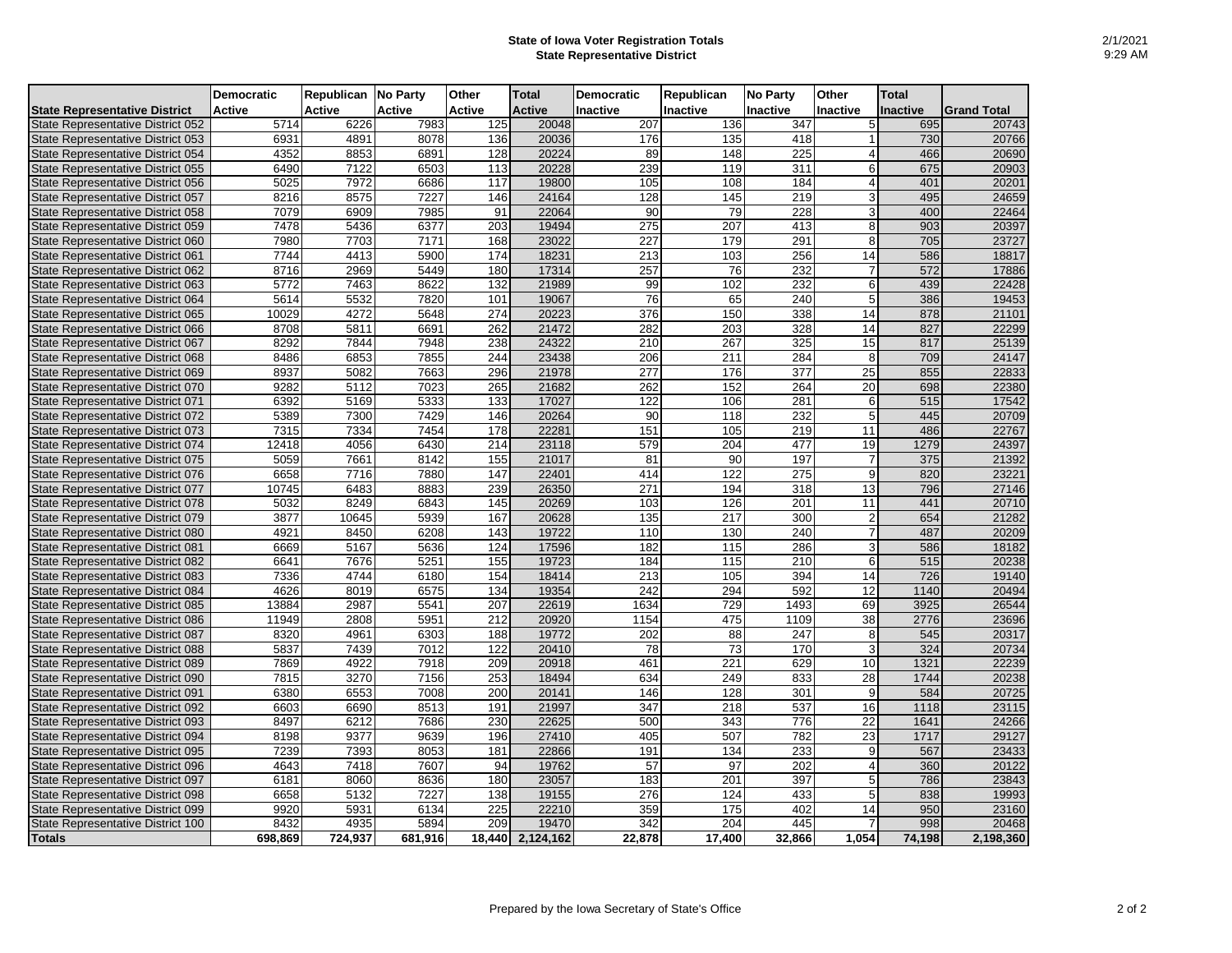# State of Iowa Voter Registration Totals
## State Representative District

2/1/2021
9:29 AM

| State Representative District | Democratic Active | Republican Active | No Party Active | Other Active | Total Active | Democratic Inactive | Republican Inactive | No Party Inactive | Other Inactive | Total Inactive | Grand Total |
|---|---|---|---|---|---|---|---|---|---|---|---|
| State Representative District 052 | 5714 | 6226 | 7983 | 125 | 20048 | 207 | 136 | 347 | 5 | 695 | 20743 |
| State Representative District 053 | 6931 | 4891 | 8078 | 136 | 20036 | 176 | 135 | 418 | 1 | 730 | 20766 |
| State Representative District 054 | 4352 | 8853 | 6891 | 128 | 20224 | 89 | 148 | 225 | 4 | 466 | 20690 |
| State Representative District 055 | 6490 | 7122 | 6503 | 113 | 20228 | 239 | 119 | 311 | 6 | 675 | 20903 |
| State Representative District 056 | 5025 | 7972 | 6686 | 117 | 19800 | 105 | 108 | 184 | 4 | 401 | 20201 |
| State Representative District 057 | 8216 | 8575 | 7227 | 146 | 24164 | 128 | 145 | 219 | 3 | 495 | 24659 |
| State Representative District 058 | 7079 | 6909 | 7985 | 91 | 22064 | 90 | 79 | 228 | 3 | 400 | 22464 |
| State Representative District 059 | 7478 | 5436 | 6377 | 203 | 19494 | 275 | 207 | 413 | 8 | 903 | 20397 |
| State Representative District 060 | 7980 | 7703 | 7171 | 168 | 23022 | 227 | 179 | 291 | 8 | 705 | 23727 |
| State Representative District 061 | 7744 | 4413 | 5900 | 174 | 18231 | 213 | 103 | 256 | 14 | 586 | 18817 |
| State Representative District 062 | 8716 | 2969 | 5449 | 180 | 17314 | 257 | 76 | 232 | 7 | 572 | 17886 |
| State Representative District 063 | 5772 | 7463 | 8622 | 132 | 21989 | 99 | 102 | 232 | 6 | 439 | 22428 |
| State Representative District 064 | 5614 | 5532 | 7820 | 101 | 19067 | 76 | 65 | 240 | 5 | 386 | 19453 |
| State Representative District 065 | 10029 | 4272 | 5648 | 274 | 20223 | 376 | 150 | 338 | 14 | 878 | 21101 |
| State Representative District 066 | 8708 | 5811 | 6691 | 262 | 21472 | 282 | 203 | 328 | 14 | 827 | 22299 |
| State Representative District 067 | 8292 | 7844 | 7948 | 238 | 24322 | 210 | 267 | 325 | 15 | 817 | 25139 |
| State Representative District 068 | 8486 | 6853 | 7855 | 244 | 23438 | 206 | 211 | 284 | 8 | 709 | 24147 |
| State Representative District 069 | 8937 | 5082 | 7663 | 296 | 21978 | 277 | 176 | 377 | 25 | 855 | 22833 |
| State Representative District 070 | 9282 | 5112 | 7023 | 265 | 21682 | 262 | 152 | 264 | 20 | 698 | 22380 |
| State Representative District 071 | 6392 | 5169 | 5333 | 133 | 17027 | 122 | 106 | 281 | 6 | 515 | 17542 |
| State Representative District 072 | 5389 | 7300 | 7429 | 146 | 20264 | 90 | 118 | 232 | 5 | 445 | 20709 |
| State Representative District 073 | 7315 | 7334 | 7454 | 178 | 22281 | 151 | 105 | 219 | 11 | 486 | 22767 |
| State Representative District 074 | 12418 | 4056 | 6430 | 214 | 23118 | 579 | 204 | 477 | 19 | 1279 | 24397 |
| State Representative District 075 | 5059 | 7661 | 8142 | 155 | 21017 | 81 | 90 | 197 | 7 | 375 | 21392 |
| State Representative District 076 | 6658 | 7716 | 7880 | 147 | 22401 | 414 | 122 | 275 | 9 | 820 | 23221 |
| State Representative District 077 | 10745 | 6483 | 8883 | 239 | 26350 | 271 | 194 | 318 | 13 | 796 | 27146 |
| State Representative District 078 | 5032 | 8249 | 6843 | 145 | 20269 | 103 | 126 | 201 | 11 | 441 | 20710 |
| State Representative District 079 | 3877 | 10645 | 5939 | 167 | 20628 | 135 | 217 | 300 | 2 | 654 | 21282 |
| State Representative District 080 | 4921 | 8450 | 6208 | 143 | 19722 | 110 | 130 | 240 | 7 | 487 | 20209 |
| State Representative District 081 | 6669 | 5167 | 5636 | 124 | 17596 | 182 | 115 | 286 | 3 | 586 | 18182 |
| State Representative District 082 | 6641 | 7676 | 5251 | 155 | 19723 | 184 | 115 | 210 | 6 | 515 | 20238 |
| State Representative District 083 | 7336 | 4744 | 6180 | 154 | 18414 | 213 | 105 | 394 | 14 | 726 | 19140 |
| State Representative District 084 | 4626 | 8019 | 6575 | 134 | 19354 | 242 | 294 | 592 | 12 | 1140 | 20494 |
| State Representative District 085 | 13884 | 2987 | 5541 | 207 | 22619 | 1634 | 729 | 1493 | 69 | 3925 | 26544 |
| State Representative District 086 | 11949 | 2808 | 5951 | 212 | 20920 | 1154 | 475 | 1109 | 38 | 2776 | 23696 |
| State Representative District 087 | 8320 | 4961 | 6303 | 188 | 19772 | 202 | 88 | 247 | 8 | 545 | 20317 |
| State Representative District 088 | 5837 | 7439 | 7012 | 122 | 20410 | 78 | 73 | 170 | 3 | 324 | 20734 |
| State Representative District 089 | 7869 | 4922 | 7918 | 209 | 20918 | 461 | 221 | 629 | 10 | 1321 | 22239 |
| State Representative District 090 | 7815 | 3270 | 7156 | 253 | 18494 | 634 | 249 | 833 | 28 | 1744 | 20238 |
| State Representative District 091 | 6380 | 6553 | 7008 | 200 | 20141 | 146 | 128 | 301 | 9 | 584 | 20725 |
| State Representative District 092 | 6603 | 6690 | 8513 | 191 | 21997 | 347 | 218 | 537 | 16 | 1118 | 23115 |
| State Representative District 093 | 8497 | 6212 | 7686 | 230 | 22625 | 500 | 343 | 776 | 22 | 1641 | 24266 |
| State Representative District 094 | 8198 | 9377 | 9639 | 196 | 27410 | 405 | 507 | 782 | 23 | 1717 | 29127 |
| State Representative District 095 | 7239 | 7393 | 8053 | 181 | 22866 | 191 | 134 | 233 | 9 | 567 | 23433 |
| State Representative District 096 | 4643 | 7418 | 7607 | 94 | 19762 | 57 | 97 | 202 | 4 | 360 | 20122 |
| State Representative District 097 | 6181 | 8060 | 8636 | 180 | 23057 | 183 | 201 | 397 | 5 | 786 | 23843 |
| State Representative District 098 | 6658 | 5132 | 7227 | 138 | 19155 | 276 | 124 | 433 | 5 | 838 | 19993 |
| State Representative District 099 | 9920 | 5931 | 6134 | 225 | 22210 | 359 | 175 | 402 | 14 | 950 | 23160 |
| State Representative District 100 | 8432 | 4935 | 5894 | 209 | 19470 | 342 | 204 | 445 | 7 | 998 | 20468 |
| **Totals** | **698,869** | **724,937** | **681,916** | **18,440** | **2,124,162** | **22,878** | **17,400** | **32,866** | **1,054** | **74,198** | **2,198,360** |

Prepared by the Iowa Secretary of State's Office